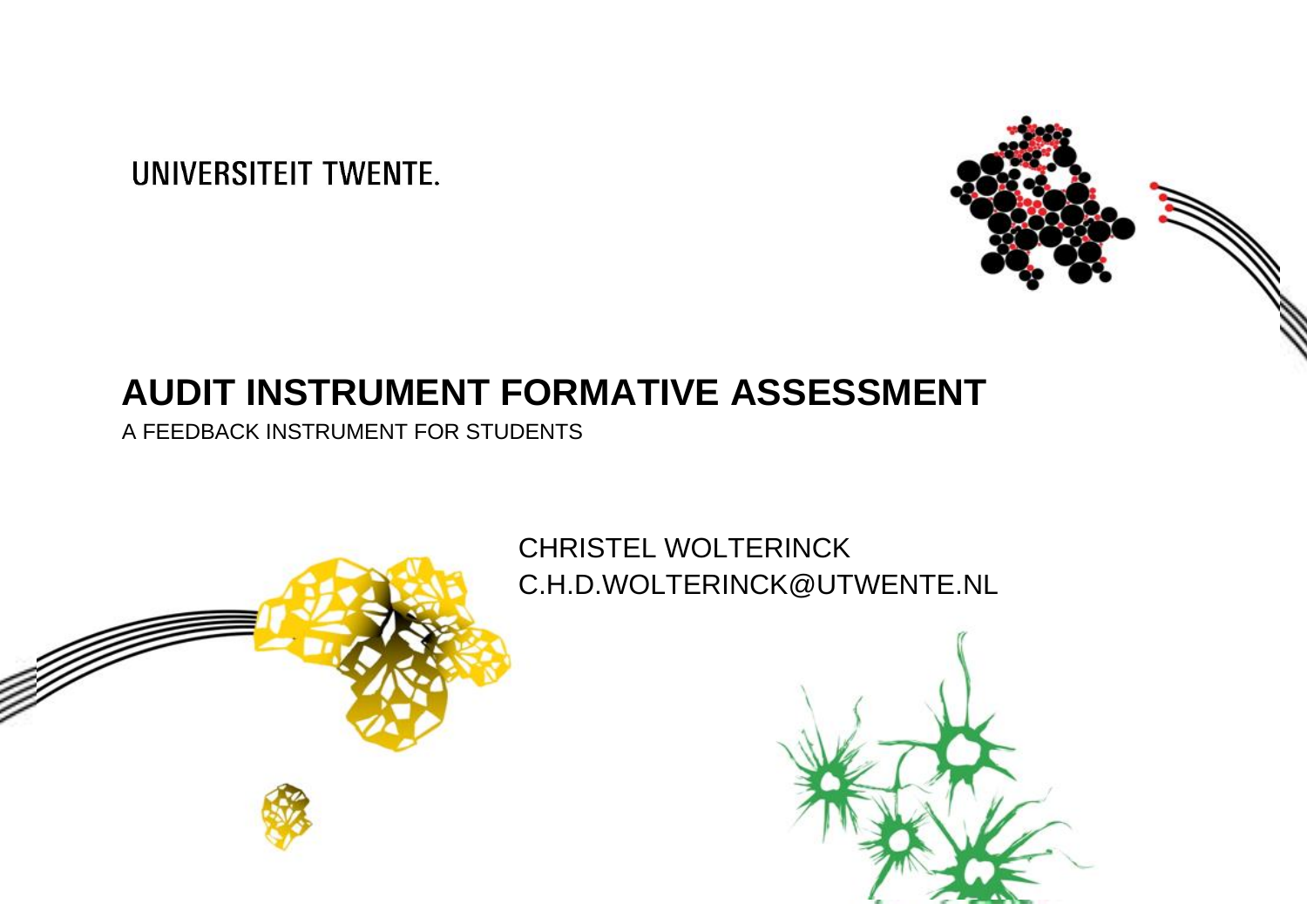UNIVERSITEIT TWENTE.

# AUDIT INSTRUMENT FORMATIVE ASSESSMENT

A FEEDBACK INSTRUMENT FOR STUDENTS

CHRISTEL WOLTERINCK
C.H.D.WOLTERINCK@UTWENTE.NL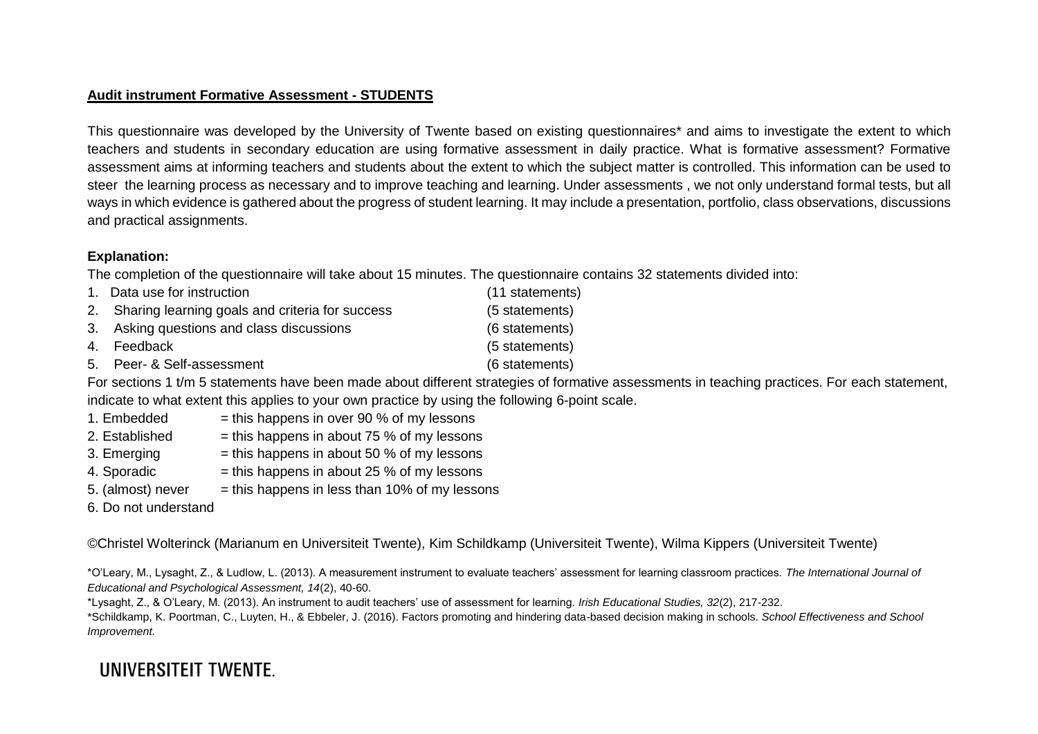**Audit instrument Formative Assessment - STUDENTS**

This questionnaire was developed by the University of Twente based on existing questionnaires* and aims to investigate the extent to which teachers and students in secondary education are using formative assessment in daily practice. What is formative assessment? Formative assessment aims at informing teachers and students about the extent to which the subject matter is controlled. This information can be used to steer the learning process as necessary and to improve teaching and learning. Under assessments , we not only understand formal tests, but all ways in which evidence is gathered about the progress of student learning. It may include a presentation, portfolio, class observations, discussions and practical assignments.

**Explanation:**

The completion of the questionnaire will take about 15 minutes. The questionnaire contains 32 statements divided into:

1. Data use for instruction (11 statements)
2. Sharing learning goals and criteria for success (5 statements)
3. Asking questions and class discussions (6 statements)
4. Feedback (5 statements)
5. Peer- & Self-assessment (6 statements)

For sections 1 t/m 5 statements have been made about different strategies of formative assessments in teaching practices. For each statement, indicate to what extent this applies to your own practice by using the following 6-point scale.

1. Embedded = this happens in over 90 % of my lessons
2. Established = this happens in about 75 % of my lessons
3. Emerging = this happens in about 50 % of my lessons
4. Sporadic = this happens in about 25 % of my lessons
5. (almost) never = this happens in less than 10% of my lessons
6. Do not understand

©Christel Wolterinck (Marianum en Universiteit Twente), Kim Schildkamp (Universiteit Twente), Wilma Kippers (Universiteit Twente)

*O'Leary, M., Lysaght, Z., & Ludlow, L. (2013). A measurement instrument to evaluate teachers' assessment for learning classroom practices. *The International Journal of Educational and Psychological Assessment, 14*(2), 40-60.

*Lysaght, Z., & O'Leary, M. (2013). An instrument to audit teachers' use of assessment for learning. *Irish Educational Studies, 32*(2), 217-232.

*Schildkamp, K. Poortman, C., Luyten, H., & Ebbeler, J. (2016). Factors promoting and hindering data-based decision making in schools. *School Effectiveness and School Improvement.*

UNIVERSITEIT TWENTE.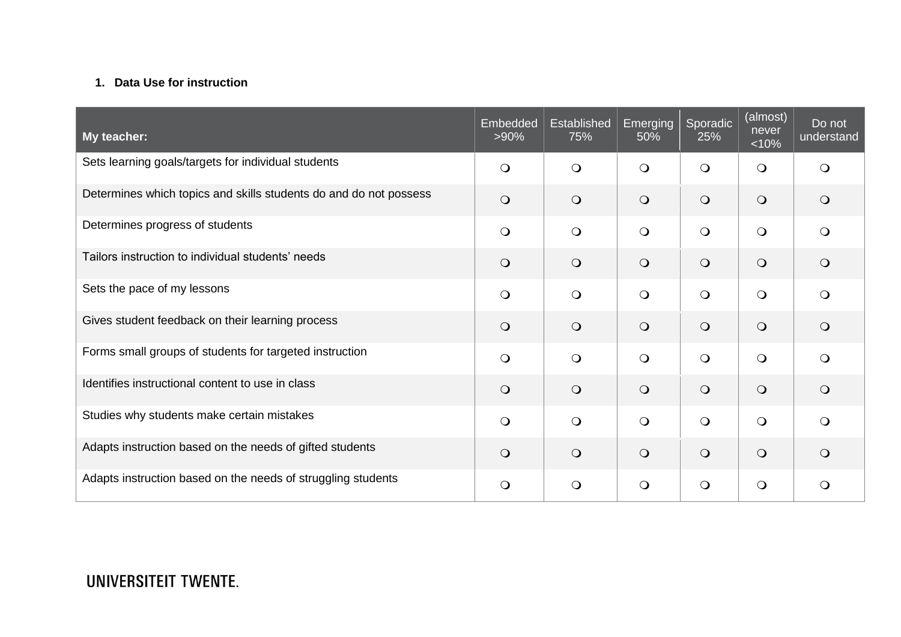1. **Data Use for instruction**

| **My teacher:** | Embedded >90% | Established 75% | Emerging 50% | Sporadic 25% | (almost) never <10% | Do not understand |
|---|---|---|---|---|---|---|
| Sets learning goals/targets for individual students | ❍ | ❍ | ❍ | ❍ | ❍ | ❍ |
| Determines which topics and skills students do and do not possess | ❍ | ❍ | ❍ | ❍ | ❍ | ❍ |
| Determines progress of students | ❍ | ❍ | ❍ | ❍ | ❍ | ❍ |
| Tailors instruction to individual students' needs | ❍ | ❍ | ❍ | ❍ | ❍ | ❍ |
| Sets the pace of my lessons | ❍ | ❍ | ❍ | ❍ | ❍ | ❍ |
| Gives student feedback on their learning process | ❍ | ❍ | ❍ | ❍ | ❍ | ❍ |
| Forms small groups of students for targeted instruction | ❍ | ❍ | ❍ | ❍ | ❍ | ❍ |
| Identifies instructional content to use in class | ❍ | ❍ | ❍ | ❍ | ❍ | ❍ |
| Studies why students make certain mistakes | ❍ | ❍ | ❍ | ❍ | ❍ | ❍ |
| Adapts instruction based on the needs of gifted students | ❍ | ❍ | ❍ | ❍ | ❍ | ❍ |
| Adapts instruction based on the needs of struggling students | ❍ | ❍ | ❍ | ❍ | ❍ | ❍ |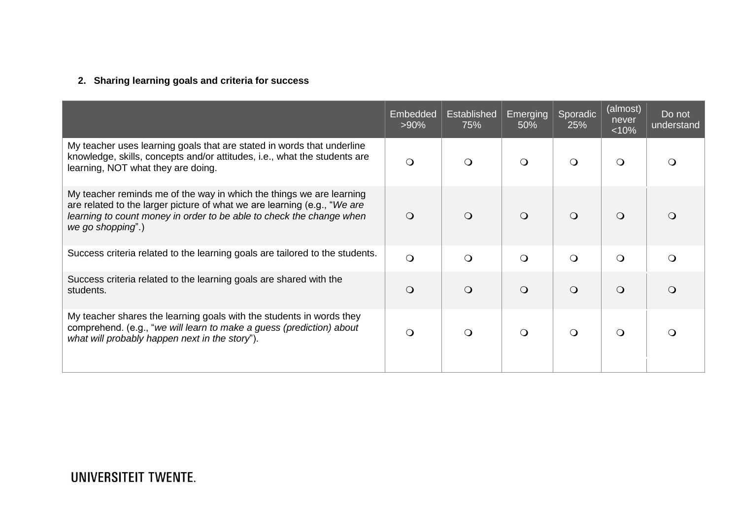2. **Sharing learning goals and criteria for success**

| | Embedded >90% | Established 75% | Emerging 50% | Sporadic 25% | (almost) never <10% | Do not understand |
|---|---|---|---|---|---|---|
| My teacher uses learning goals that are stated in words that underline knowledge, skills, concepts and/or attitudes, i.e., what the students are learning, NOT what they are doing. | ❍ | ❍ | ❍ | ❍ | ❍ | ❍ |
| My teacher reminds me of the way in which the things we are learning are related to the larger picture of what we are learning (e.g., “*We are learning to count money in order to be able to check the change when we go shopping*”.) | ❍ | ❍ | ❍ | ❍ | ❍ | ❍ |
| Success criteria related to the learning goals are tailored to the students. | ❍ | ❍ | ❍ | ❍ | ❍ | ❍ |
| Success criteria related to the learning goals are shared with the students. | ❍ | ❍ | ❍ | ❍ | ❍ | ❍ |
| My teacher shares the learning goals with the students in words they comprehend. (e.g., “*we will learn to make a guess (prediction) about what will probably happen next in the story*”). | ❍ | ❍ | ❍ | ❍ | ❍ | ❍ |

UNIVERSITEIT TWENTE.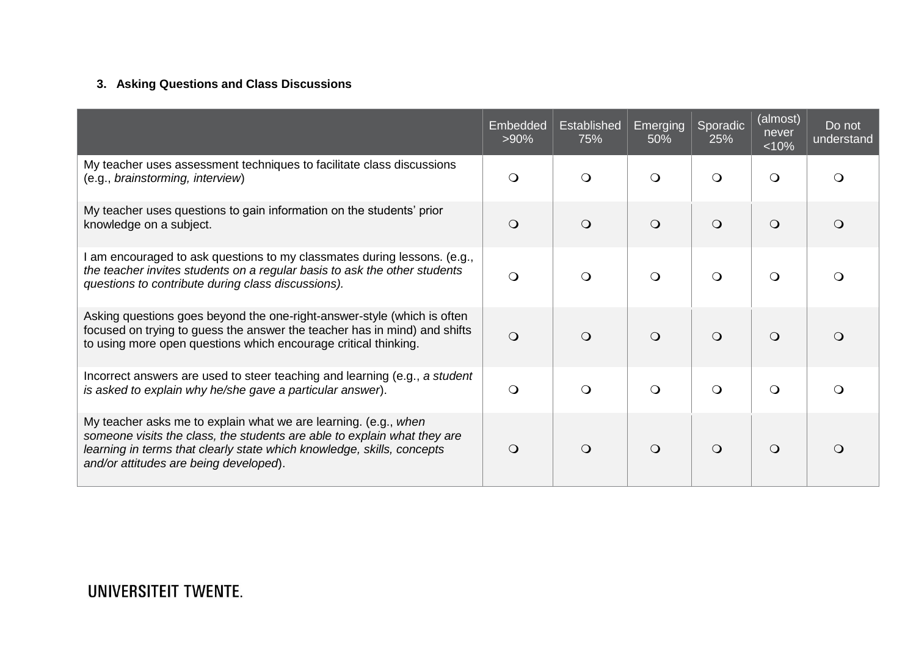### 3. Asking Questions and Class Discussions

| | Embedded >90% | Established 75% | Emerging 50% | Sporadic 25% | (almost) never <10% | Do not understand |
|---|---|---|---|---|---|---|
| My teacher uses assessment techniques to facilitate class discussions (e.g., *brainstorming, interview*) | ❍ | ❍ | ❍ | ❍ | ❍ | ❍ |
| My teacher uses questions to gain information on the students' prior knowledge on a subject. | ❍ | ❍ | ❍ | ❍ | ❍ | ❍ |
| I am encouraged to ask questions to my classmates during lessons. (e.g., *the teacher invites students on a regular basis to ask the other students questions to contribute during class discussions).* | ❍ | ❍ | ❍ | ❍ | ❍ | ❍ |
| Asking questions goes beyond the one-right-answer-style (which is often focused on trying to guess the answer the teacher has in mind) and shifts to using more open questions which encourage critical thinking. | ❍ | ❍ | ❍ | ❍ | ❍ | ❍ |
| Incorrect answers are used to steer teaching and learning (e.g., *a student is asked to explain why he/she gave a particular answer*). | ❍ | ❍ | ❍ | ❍ | ❍ | ❍ |
| My teacher asks me to explain what we are learning. (e.g., *when someone visits the class, the students are able to explain what they are learning in terms that clearly state which knowledge, skills, concepts and/or attitudes are being developed*). | ❍ | ❍ | ❍ | ❍ | ❍ | ❍ |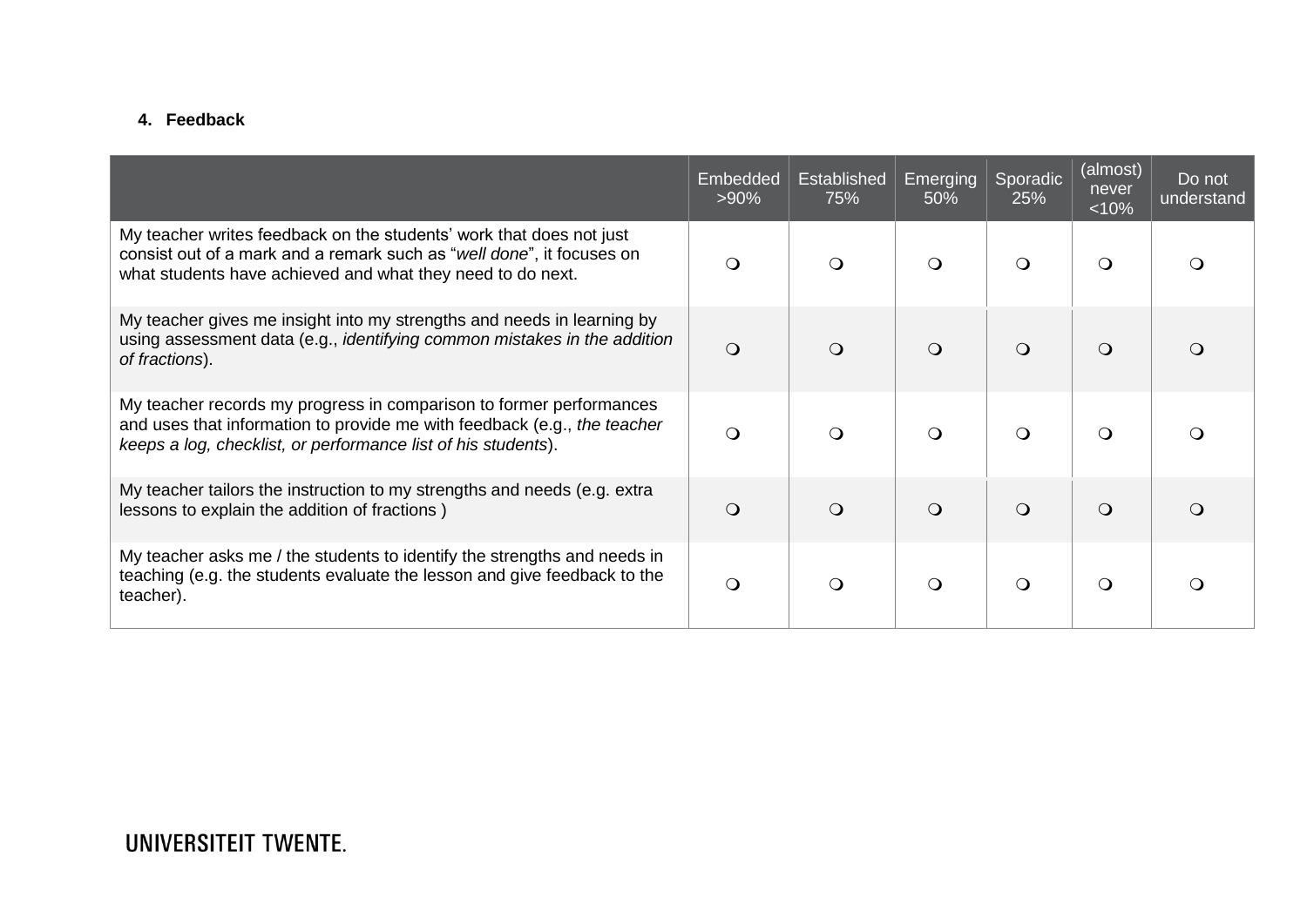#### 4. Feedback

| | Embedded >90% | Established 75% | Emerging 50% | Sporadic 25% | (almost) never <10% | Do not understand |
|---|---|---|---|---|---|---|
| My teacher writes feedback on the students' work that does not just consist out of a mark and a remark such as "*well done*", it focuses on what students have achieved and what they need to do next. | ❍ | ❍ | ❍ | ❍ | ❍ | ❍ |
| My teacher gives me insight into my strengths and needs in learning by using assessment data (e.g., *identifying common mistakes in the addition of fractions*). | ❍ | ❍ | ❍ | ❍ | ❍ | ❍ |
| My teacher records my progress in comparison to former performances and uses that information to provide me with feedback (e.g., *the teacher keeps a log, checklist, or performance list of his students*). | ❍ | ❍ | ❍ | ❍ | ❍ | ❍ |
| My teacher tailors the instruction to my strengths and needs (e.g. extra lessons to explain the addition of fractions ) | ❍ | ❍ | ❍ | ❍ | ❍ | ❍ |
| My teacher asks me / the students to identify the strengths and needs in teaching (e.g. the students evaluate the lesson and give feedback to the teacher). | ❍ | ❍ | ❍ | ❍ | ❍ | ❍ |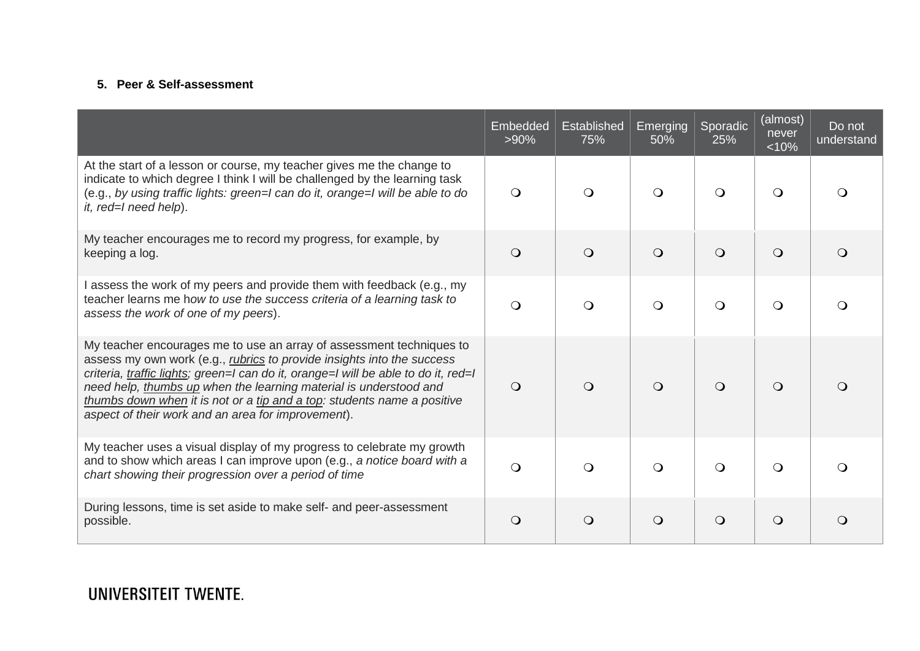## 5. Peer & Self-assessment

| | Embedded >90% | Established 75% | Emerging 50% | Sporadic 25% | (almost) never <10% | Do not understand |
|---|---|---|---|---|---|---|
| At the start of a lesson or course, my teacher gives me the change to indicate to which degree I think I will be challenged by the learning task (e.g., *by using traffic lights: green=I can do it, orange=I will be able to do it, red=I need help*). | ❍ | ❍ | ❍ | ❍ | ❍ | ❍ |
| My teacher encourages me to record my progress, for example, by keeping a log. | ❍ | ❍ | ❍ | ❍ | ❍ | ❍ |
| I assess the work of my peers and provide them with feedback (e.g., my teacher learns me ho*w to use the success criteria of a learning task to assess the work of one of my peers*). | ❍ | ❍ | ❍ | ❍ | ❍ | ❍ |
| My teacher encourages me to use an array of assessment techniques to assess my own work (e.g., *<u>rubrics</u> to provide insights into the success criteria, <u>traffic lights</u>; green=I can do it, orange=I will be able to do it, red=I need help, <u>thumbs up</u> when the learning material is understood and <u>thumbs down when</u> it is not or a <u>tip and a top</u>: students name a positive aspect of their work and an area for improvement*). | ❍ | ❍ | ❍ | ❍ | ❍ | ❍ |
| My teacher uses a visual display of my progress to celebrate my growth and to show which areas I can improve upon (e.g., *a notice board with a chart showing their progression over a period of time* | ❍ | ❍ | ❍ | ❍ | ❍ | ❍ |
| During lessons, time is set aside to make self- and peer-assessment possible. | ❍ | ❍ | ❍ | ❍ | ❍ | ❍ |

UNIVERSITEIT TWENTE.